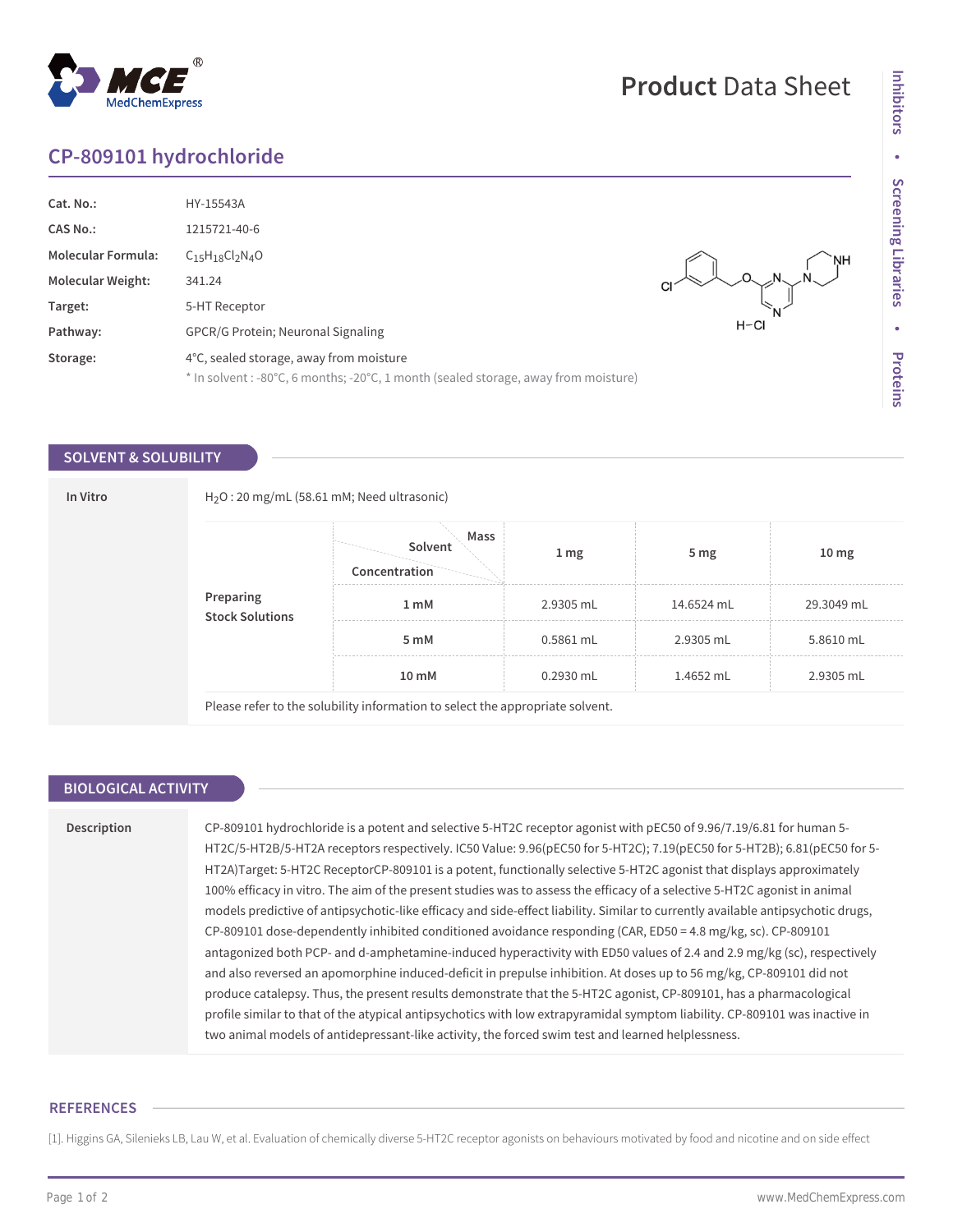# CP-809101 hydrochloride

| | |
|---|---|
| **Cat. No.:** | HY-15543A |
| **CAS No.:** | 1215721-40-6 |
| **Molecular Formula:** | $C_{15}H_{18}Cl_2N_4O$ |
| **Molecular Weight:** | 341.24 |
| **Target:** | 5-HT Receptor |
| **Pathway:** | GPCR/G Protein; Neuronal Signaling |
| **Storage:** | 4°C, sealed storage, away from moisture<br>* In solvent : -80°C, 6 months; -20°C, 1 month (sealed storage, away from moisture) |

## SOLVENT & SOLUBILITY

**In Vitro**

$H_2O$ : 20 mg/mL (58.61 mM; Need ultrasonic)

**Preparing Stock Solutions**

| Concentration \ Solvent \ Mass | 1 mg | 5 mg | 10 mg |
|---|---|---|---|
| 1 mM | 2.9305 mL | 14.6524 mL | 29.3049 mL |
| 5 mM | 0.5861 mL | 2.9305 mL | 5.8610 mL |
| 10 mM | 0.2930 mL | 1.4652 mL | 2.9305 mL |

Please refer to the solubility information to select the appropriate solvent.

## BIOLOGICAL ACTIVITY

**Description**

CP-809101 hydrochloride is a potent and selective 5-HT2C receptor agonist with pEC50 of 9.96/7.19/6.81 for human 5-HT2C/5-HT2B/5-HT2A receptors respectively. IC50 Value: 9.96(pEC50 for 5-HT2C); 7.19(pEC50 for 5-HT2B); 6.81(pEC50 for 5-HT2A)Target: 5-HT2C ReceptorCP-809101 is a potent, functionally selective 5-HT2C agonist that displays approximately 100% efficacy in vitro. The aim of the present studies was to assess the efficacy of a selective 5-HT2C agonist in animal models predictive of antipsychotic-like efficacy and side-effect liability. Similar to currently available antipsychotic drugs, CP-809101 dose-dependently inhibited conditioned avoidance responding (CAR, ED50 = 4.8 mg/kg, sc). CP-809101 antagonized both PCP- and d-amphetamine-induced hyperactivity with ED50 values of 2.4 and 2.9 mg/kg (sc), respectively and also reversed an apomorphine induced-deficit in prepulse inhibition. At doses up to 56 mg/kg, CP-809101 did not produce catalepsy. Thus, the present results demonstrate that the 5-HT2C agonist, CP-809101, has a pharmacological profile similar to that of the atypical antipsychotics with low extrapyramidal symptom liability. CP-809101 was inactive in two animal models of antidepressant-like activity, the forced swim test and learned helplessness.

## REFERENCES

[1]. Higgins GA, Silenieks LB, Lau W, et al. Evaluation of chemically diverse 5-HT2C receptor agonists on behaviours motivated by food and nicotine and on side effect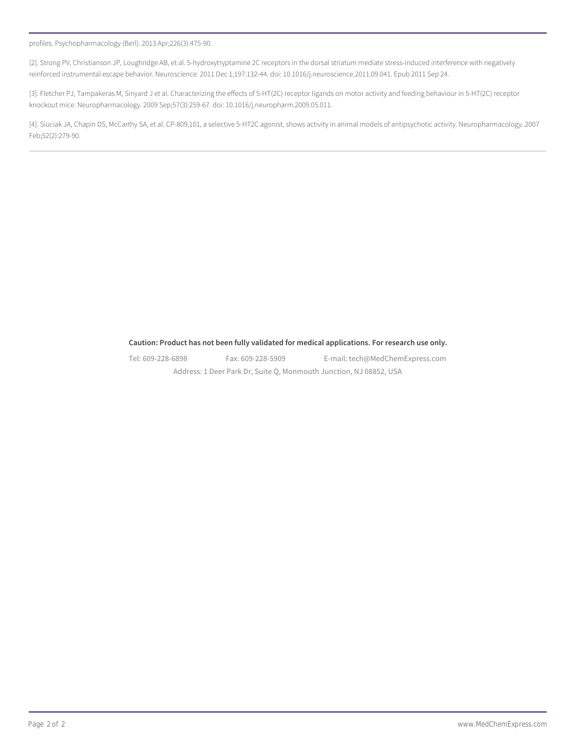profiles. Psychopharmacology (Berl). 2013 Apr;226(3):475-90.

[2]. Strong PV, Christianson JP, Loughridge AB, et al. 5-hydroxytryptamine 2C receptors in the dorsal striatum mediate stress-induced interference with negatively reinforced instrumental escape behavior. Neuroscience. 2011 Dec 1;197:132-44. doi: 10.1016/j.neuroscience.2011.09.041. Epub 2011 Sep 24.

[3]. Fletcher PJ, Tampakeras M, Sinyard J et al. Characterizing the effects of 5-HT(2C) receptor ligands on motor activity and feeding behaviour in 5-HT(2C) receptor knockout mice. Neuropharmacology. 2009 Sep;57(3):259-67. doi: 10.1016/j.neuropharm.2009.05.011.

[4]. Siuciak JA, Chapin DS, McCarthy SA, et al. CP-809,101, a selective 5-HT2C agonist, shows activity in animal models of antipsychotic activity. Neuropharmacology. 2007 Feb;52(2):279-90.

**Caution: Product has not been fully validated for medical applications. For research use only.**

Tel: 609-228-6898 Fax: 609-228-5909 E-mail: tech@MedChemExpress.com

Address: 1 Deer Park Dr, Suite Q, Monmouth Junction, NJ 08852, USA